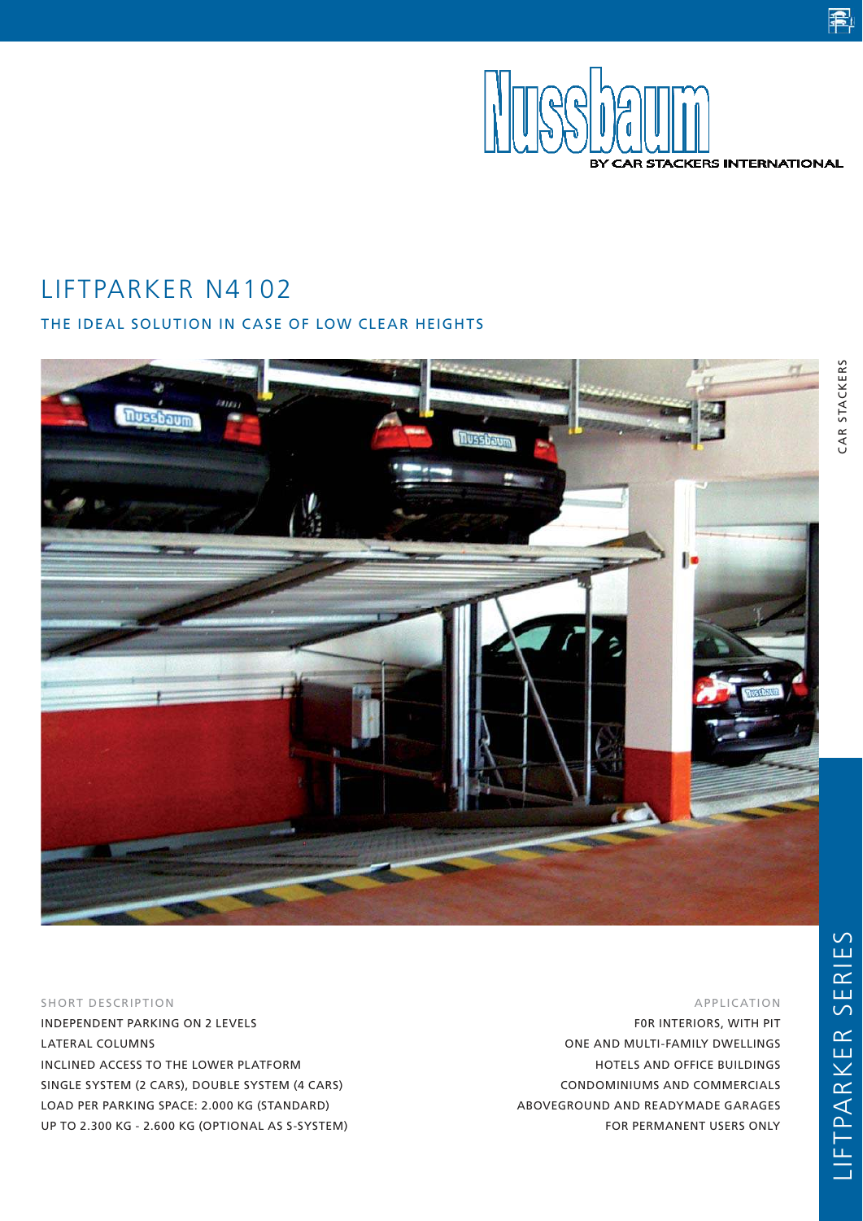Nussbaum

BY CAR STACKERS INTERNATIONAL

# LIFTPARKER N4102

## THE IDEAL SOLUTION IN CASE OF LOW CLEAR HEIGHTS

CAR STACKERS

SHORT DESCRIPTION

INDEPENDENT PARKING ON 2 LEVELS
LATERAL COLUMNS
INCLINED ACCESS TO THE LOWER PLATFORM
SINGLE SYSTEM (2 CARS), DOUBLE SYSTEM (4 CARS)
LOAD PER PARKING SPACE: 2.000 KG (STANDARD)
UP TO 2.300 KG - 2.600 KG (OPTIONAL AS S-SYSTEM)

APPLICATION

F0R INTERIORS, WITH PIT
ONE AND MULTI-FAMILY DWELLINGS
HOTELS AND OFFICE BUILDINGS
CONDOMINIUMS AND COMMERCIALS
ABOVEGROUND AND READYMADE GARAGES
FOR PERMANENT USERS ONLY

LIFTPARKER SERIES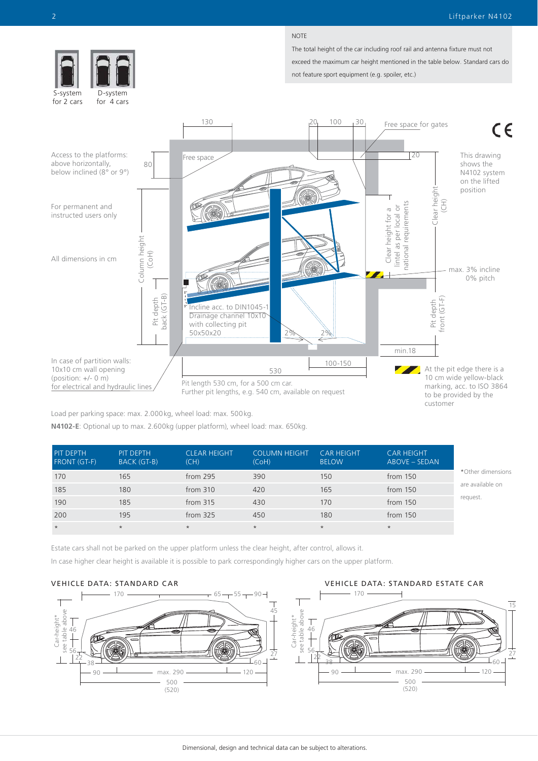NOTE

The total height of the car including roof rail and antenna fixture must not exceed the maximum car height mentioned in the table below. Standard cars do not feature sport equipment (e.g. spoiler, etc.)

S-system for 2 cars

D-system for 4 cars

Access to the platforms: above horizontally, below inclined (8° or 9°)

For permanent and instructed users only

All dimensions in cm

This drawing shows the N4102 system on the lifted position

Free space

Free space for gates

Incline acc. to DIN1045-1
Drainage channel 10x10 with collecting pit 50x50x20

Clear height for a lintel as per local or national requirements

Clear height (CH)

Column height (CoH)

Pit depth back (GT-B)

Pit depth front (GT-F)

max. 3% incline
0% pitch

min.18

In case of partition walls: 10x10 cm wall opening (position: +/- 0 m) for electrical and hydraulic lines

Pit length 530 cm, for a 500 cm car.
Further pit lengths, e.g. 540 cm, available on request

At the pit edge there is a 10 cm wide yellow-black marking, acc. to ISO 3864 to be provided by the customer

Load per parking space: max. 2.000 kg, wheel load: max. 500 kg.

**N4102-E**: Optional up to max. 2.600 kg (upper platform), wheel load: max. 650 kg.

| PIT DEPTH FRONT (GT-F) | PIT DEPTH BACK (GT-B) | CLEAR HEIGHT (CH) | COLUMN HEIGHT (CoH) | CAR HEIGHT BELOW | CAR HEIGHT ABOVE – SEDAN |
|---|---|---|---|---|---|
| 170 | 165 | from 295 | 390 | 150 | from 150 |
| 185 | 180 | from 310 | 420 | 165 | from 150 |
| 190 | 185 | from 315 | 430 | 170 | from 150 |
| 200 | 195 | from 325 | 450 | 180 | from 150 |
| * | * | * | * | * | * |

*Other dimensions are available on request.

Estate cars shall not be parked on the upper platform unless the clear height, after control, allows it.

In case higher clear height is available it is possible to park correspondingly higher cars on the upper platform.

VEHICLE DATA: STANDARD CAR

VEHICLE DATA: STANDARD ESTATE CAR

Dimensional, design and technical data can be subject to alterations.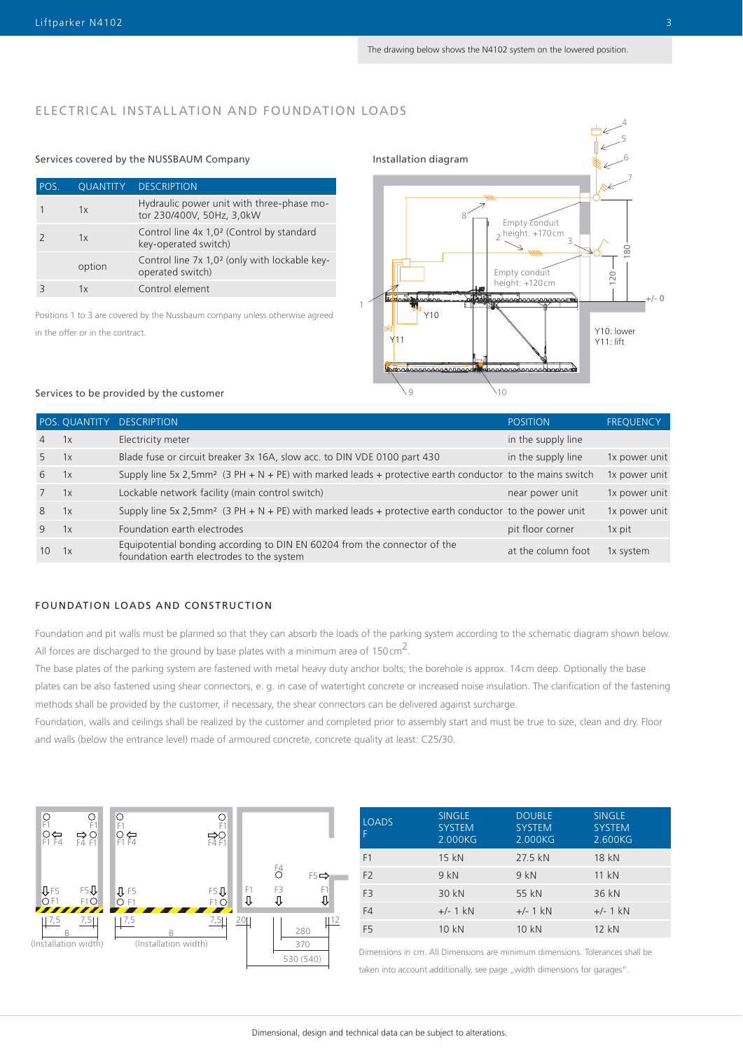The drawing below shows the N4102 system on the lowered position.

## ELECTRICAL INSTALLATION AND FOUNDATION LOADS

### Services covered by the NUSSBAUM Company

| POS. | QUANTITY | DESCRIPTION |
|---|---|---|
| 1 | 1x | Hydraulic power unit with three-phase motor 230/400V, 50Hz, 3,0kW |
| 2 | 1x | Control line 4x 1,0² (Control by standard key-operated switch) |
| | option | Control line 7x 1,0² (only with lockable key-operated switch) |
| 3 | 1x | Control element |

Positions 1 to 3 are covered by the Nussbaum company unless otherwise agreed in the offer or in the contract.

Installation diagram

Empty conduit height: +170cm

Empty conduit height: +120cm

Y10: lower
Y11: lift

### Services to be provided by the customer

| POS. | QUANTITY | DESCRIPTION | POSITION | FREQUENCY |
|---|---|---|---|---|
| 4 | 1x | Electricity meter | in the supply line | |
| 5 | 1x | Blade fuse or circuit breaker 3x 16A, slow acc. to DIN VDE 0100 part 430 | in the supply line | 1x power unit |
| 6 | 1x | Supply line 5x 2,5mm² (3 PH + N + PE) with marked leads + protective earth conductor | to the mains switch | 1x power unit |
| 7 | 1x | Lockable network facility (main control switch) | near power unit | 1x power unit |
| 8 | 1x | Supply line 5x 2,5mm² (3 PH + N + PE) with marked leads + protective earth conductor | to the power unit | 1x power unit |
| 9 | 1x | Foundation earth electrodes | pit floor corner | 1x pit |
| 10 | 1x | Equipotential bonding according to DIN EN 60204 from the connector of the foundation earth electrodes to the system | at the column foot | 1x system |

## FOUNDATION LOADS AND CONSTRUCTION

Foundation and pit walls must be planned so that they can absorb the loads of the parking system according to the schematic diagram shown below. All forces are discharged to the ground by base plates with a minimum area of 150 cm$^2$.

The base plates of the parking system are fastened with metal heavy duty anchor bolts; the borehole is approx. 14 cm deep. Optionally the base plates can be also fastened using shear connectors, e. g. in case of watertight concrete or increased noise insulation. The clarification of the fastening methods shall be provided by the customer, if necessary, the shear connectors can be delivered against surcharge.

Foundation, walls and ceilings shall be realized by the customer and completed prior to assembly start and must be true to size, clean and dry. Floor and walls (below the entrance level) made of armoured concrete, concrete quality at least: C25/30.

(Installation width) (Installation width)

| LOADS F | SINGLE SYSTEM 2.000KG | DOUBLE SYSTEM 2.000KG | SINGLE SYSTEM 2.600KG |
|---|---|---|---|
| F1 | 15 kN | 27.5 kN | 18 kN |
| F2 | 9 kN | 9 kN | 11 kN |
| F3 | 30 kN | 55 kN | 36 kN |
| F4 | +/- 1 kN | +/- 1 kN | +/- 1 kN |
| F5 | 10 kN | 10 kN | 12 kN |

Dimensions in cm. All Dimensions are minimum dimensions. Tolerances shall be taken into account additionally, see page „width dimensions for garages".

Dimensional, design and technical data can be subject to alterations.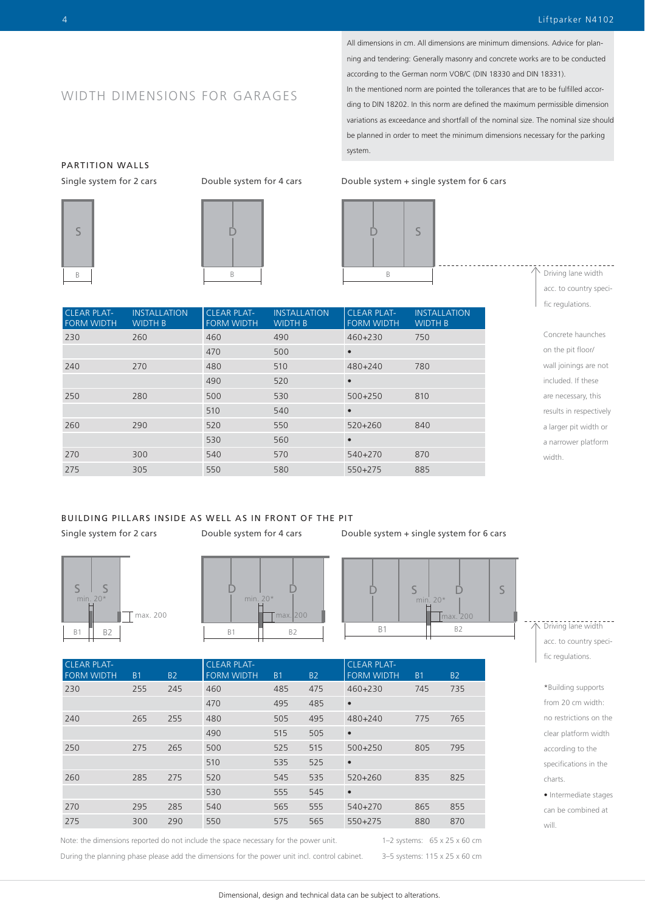# WIDTH DIMENSIONS FOR GARAGES

All dimensions in cm. All dimensions are minimum dimensions. Advice for planning and tendering: Generally masonry and concrete works are to be conducted according to the German norm VOB/C (DIN 18330 and DIN 18331).
In the mentioned norm are pointed the tolerances that are to be fulfilled according to DIN 18202. In this norm are defined the maximum permissible dimension variations as exceedance and shortfall of the nominal size. The nominal size should be planned in order to meet the minimum dimensions necessary for the parking system.

## PARTITION WALLS

Single system for 2 cars | Double system for 4 cars | Double system + single system for 6 cars

| CLEAR PLATFORM WIDTH | INSTALLATION WIDTH B | CLEAR PLATFORM WIDTH | INSTALLATION WIDTH B | CLEAR PLATFORM WIDTH | INSTALLATION WIDTH B |
|---|---|---|---|---|---|
| 230 | 260 | 460 | 490 | 460+230 | 750 |
| | | 470 | 500 | • | |
| 240 | 270 | 480 | 510 | 480+240 | 780 |
| | | 490 | 520 | • | |
| 250 | 280 | 500 | 530 | 500+250 | 810 |
| | | 510 | 540 | • | |
| 260 | 290 | 520 | 550 | 520+260 | 840 |
| | | 530 | 560 | • | |
| 270 | 300 | 540 | 570 | 540+270 | 870 |
| 275 | 305 | 550 | 580 | 550+275 | 885 |

Driving lane width acc. to country specific regulations.

Concrete haunches on the pit floor/wall joinings are not included. If these are necessary, this results in respectively a larger pit width or a narrower platform width.

## BUILDING PILLARS INSIDE AS WELL AS IN FRONT OF THE PIT

Single system for 2 cars | Double system for 4 cars | Double system + single system for 6 cars

(min. 20*, max. 200)

| CLEAR PLATFORM WIDTH | B1 | B2 | CLEAR PLATFORM WIDTH | B1 | B2 | CLEAR PLATFORM WIDTH | B1 | B2 |
|---|---|---|---|---|---|---|---|---|
| 230 | 255 | 245 | 460 | 485 | 475 | 460+230 | 745 | 735 |
| | | | 470 | 495 | 485 | • | | |
| 240 | 265 | 255 | 480 | 505 | 495 | 480+240 | 775 | 765 |
| | | | 490 | 515 | 505 | • | | |
| 250 | 275 | 265 | 500 | 525 | 515 | 500+250 | 805 | 795 |
| | | | 510 | 535 | 525 | • | | |
| 260 | 285 | 275 | 520 | 545 | 535 | 520+260 | 835 | 825 |
| | | | 530 | 555 | 545 | • | | |
| 270 | 295 | 285 | 540 | 565 | 555 | 540+270 | 865 | 855 |
| 275 | 300 | 290 | 550 | 575 | 565 | 550+275 | 880 | 870 |

Driving lane width acc. to country specific regulations.

*Building supports from 20 cm width: no restrictions on the clear platform width according to the specifications in the charts.

• Intermediate stages can be combined at will.

Note: the dimensions reported do not include the space necessary for the power unit. During the planning phase please add the dimensions for the power unit incl. control cabinet.

1–2 systems: 65 x 25 x 60 cm
3–5 systems: 115 x 25 x 60 cm

Dimensional, design and technical data can be subject to alterations.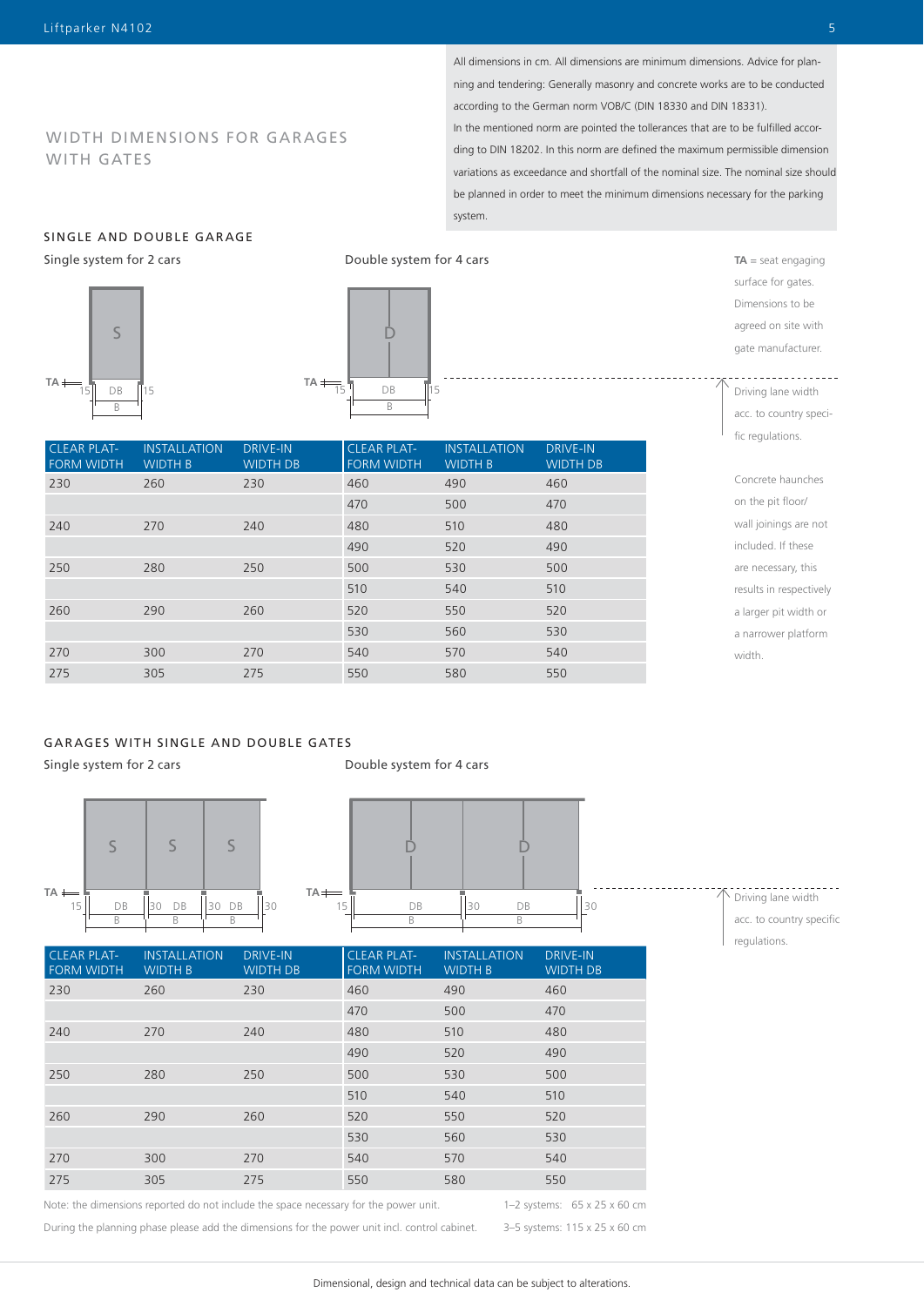All dimensions in cm. All dimensions are minimum dimensions. Advice for planning and tendering: Generally masonry and concrete works are to be conducted according to the German norm VOB/C (DIN 18330 and DIN 18331).
In the mentioned norm are pointed the tolerances that are to be fulfilled according to DIN 18202. In this norm are defined the maximum permissible dimension variations as exceedance and shortfall of the nominal size. The nominal size should be planned in order to meet the minimum dimensions necessary for the parking system.

# WIDTH DIMENSIONS FOR GARAGES WITH GATES

## SINGLE AND DOUBLE GARAGE

Single system for 2 cars

Double system for 4 cars

**TA** = seat engaging surface for gates. Dimensions to be agreed on site with gate manufacturer.

Driving lane width acc. to country specific regulations.

Concrete haunches on the pit floor/ wall joinings are not included. If these are necessary, this results in respectively a larger pit width or a narrower platform width.

| CLEAR PLATFORM WIDTH | INSTALLATION WIDTH B | DRIVE-IN WIDTH DB | CLEAR PLATFORM WIDTH | INSTALLATION WIDTH B | DRIVE-IN WIDTH DB |
|---|---|---|---|---|---|
| 230 | 260 | 230 | 460 | 490 | 460 |
| | | | 470 | 500 | 470 |
| 240 | 270 | 240 | 480 | 510 | 480 |
| | | | 490 | 520 | 490 |
| 250 | 280 | 250 | 500 | 530 | 500 |
| | | | 510 | 540 | 510 |
| 260 | 290 | 260 | 520 | 550 | 520 |
| | | | 530 | 560 | 530 |
| 270 | 300 | 270 | 540 | 570 | 540 |
| 275 | 305 | 275 | 550 | 580 | 550 |

## GARAGES WITH SINGLE AND DOUBLE GATES

Single system for 2 cars

Double system for 4 cars

Driving lane width acc. to country specific regulations.

| CLEAR PLATFORM WIDTH | INSTALLATION WIDTH B | DRIVE-IN WIDTH DB | CLEAR PLATFORM WIDTH | INSTALLATION WIDTH B | DRIVE-IN WIDTH DB |
|---|---|---|---|---|---|
| 230 | 260 | 230 | 460 | 490 | 460 |
| | | | 470 | 500 | 470 |
| 240 | 270 | 240 | 480 | 510 | 480 |
| | | | 490 | 520 | 490 |
| 250 | 280 | 250 | 500 | 530 | 500 |
| | | | 510 | 540 | 510 |
| 260 | 290 | 260 | 520 | 550 | 520 |
| | | | 530 | 560 | 530 |
| 270 | 300 | 270 | 540 | 570 | 540 |
| 275 | 305 | 275 | 550 | 580 | 550 |

Note: the dimensions reported do not include the space necessary for the power unit. During the planning phase please add the dimensions for the power unit incl. control cabinet.

1–2 systems: 65 x 25 x 60 cm
3–5 systems: 115 x 25 x 60 cm

Dimensional, design and technical data can be subject to alterations.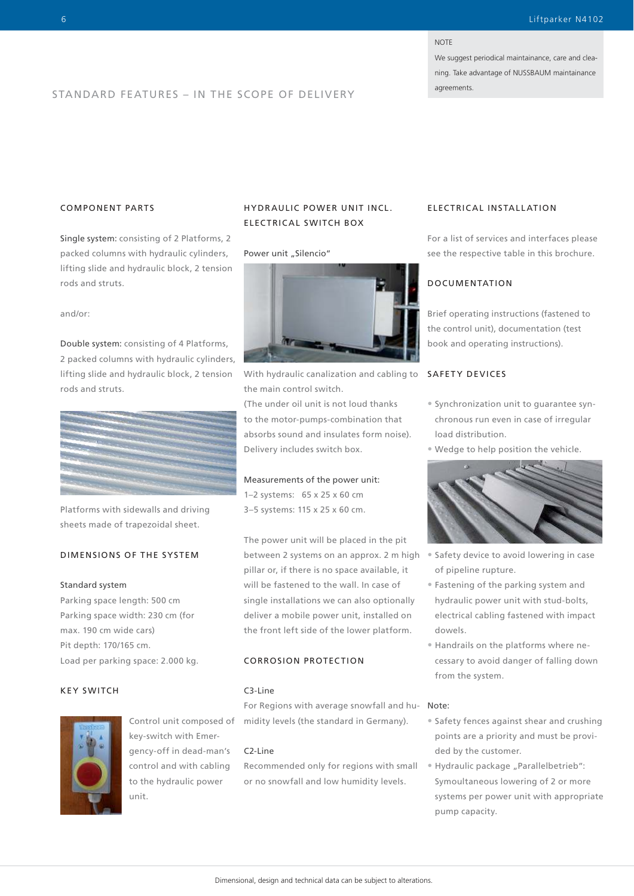NOTE

We suggest periodical maintainance, care and cleaning. Take advantage of NUSSBAUM maintainance agreements.

## STANDARD FEATURES – IN THE SCOPE OF DELIVERY

### COMPONENT PARTS

Single system: consisting of 2 Platforms, 2 packed columns with hydraulic cylinders, lifting slide and hydraulic block, 2 tension rods and struts.

and/or:

Double system: consisting of 4 Platforms, 2 packed columns with hydraulic cylinders, lifting slide and hydraulic block, 2 tension rods and struts.

Platforms with sidewalls and driving sheets made of trapezoidal sheet.

### DIMENSIONS OF THE SYSTEM

Standard system
Parking space length: 500 cm
Parking space width: 230 cm (for max. 190 cm wide cars)
Pit depth: 170/165 cm.
Load per parking space: 2.000 kg.

### KEY SWITCH

Control unit composed of key-switch with Emergency-off in dead-man's control and with cabling to the hydraulic power unit.

### HYDRAULIC POWER UNIT INCL. ELECTRICAL SWITCH BOX

Power unit „Silencio"

With hydraulic canalization and cabling to the main control switch.
(The under oil unit is not loud thanks to the motor-pumps-combination that absorbs sound and insulates form noise).
Delivery includes switch box.

Measurements of the power unit:
1–2 systems: 65 x 25 x 60 cm
3–5 systems: 115 x 25 x 60 cm.

The power unit will be placed in the pit between 2 systems on an approx. 2 m high pillar or, if there is no space available, it will be fastened to the wall. In case of single installations we can also optionally deliver a mobile power unit, installed on the front left side of the lower platform.

### CORROSION PROTECTION

C3-Line
For Regions with average snowfall and humidity levels (the standard in Germany).

C2-Line
Recommended only for regions with small or no snowfall and low humidity levels.

### ELECTRICAL INSTALLATION

For a list of services and interfaces please see the respective table in this brochure.

### DOCUMENTATION

Brief operating instructions (fastened to the control unit), documentation (test book and operating instructions).

### SAFETY DEVICES

- Synchronization unit to guarantee synchronous run even in case of irregular load distribution.
- Wedge to help position the vehicle.
- Safety device to avoid lowering in case of pipeline rupture.
- Fastening of the parking system and hydraulic power unit with stud-bolts, electrical cabling fastened with impact dowels.
- Handrails on the platforms where necessary to avoid danger of falling down from the system.

Note:

- Safety fences against shear and crushing points are a priority and must be provided by the customer.
- Hydraulic package „Parallelbetrieb": Symoultaneous lowering of 2 or more systems per power unit with appropriate pump capacity.

Dimensional, design and technical data can be subject to alterations.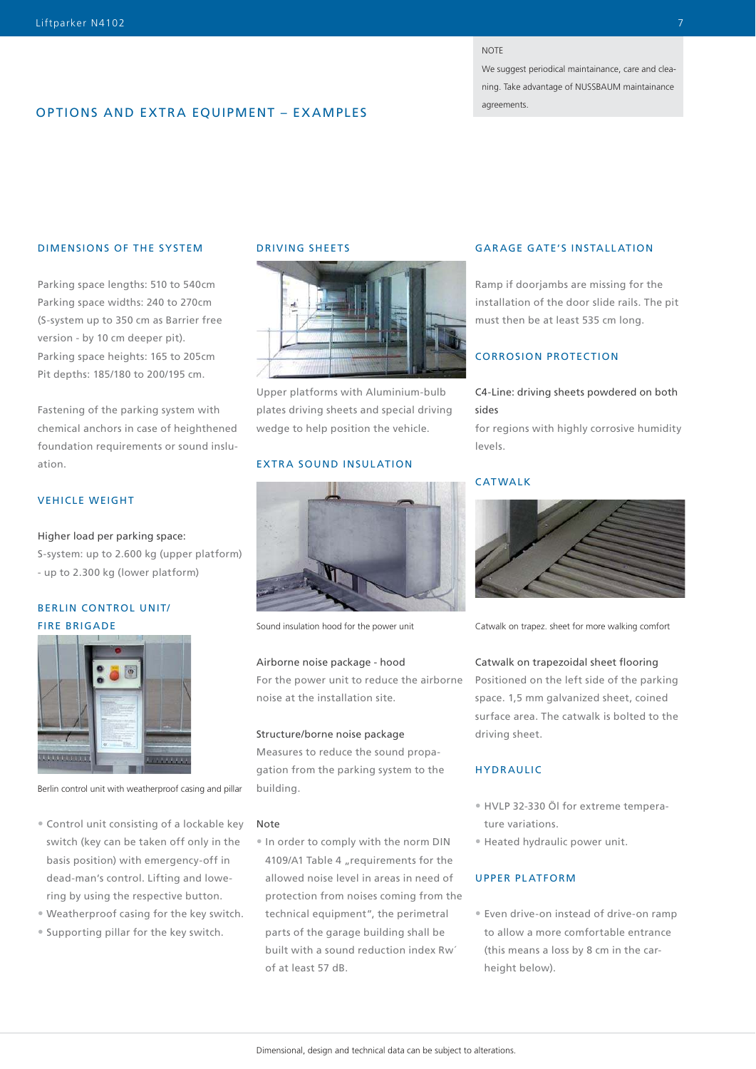NOTE

We suggest periodical maintainance, care and cleaning. Take advantage of NUSSBAUM maintainance agreements.

# OPTIONS AND EXTRA EQUIPMENT – EXAMPLES

## DIMENSIONS OF THE SYSTEM

Parking space lengths: 510 to 540cm
Parking space widths: 240 to 270cm
(S-system up to 350 cm as Barrier free version - by 10 cm deeper pit).
Parking space heights: 165 to 205cm
Pit depths: 185/180 to 200/195 cm.

Fastening of the parking system with chemical anchors in case of heighthened foundation requirements or sound insluation.

## VEHICLE WEIGHT

Higher load per parking space:
S-system: up to 2.600 kg (upper platform)
- up to 2.300 kg (lower platform)

## BERLIN CONTROL UNIT/ FIRE BRIGADE

Berlin control unit with weatherproof casing and pillar

- Control unit consisting of a lockable key switch (key can be taken off only in the basis position) with emergency-off in dead-man's control. Lifting and lowering by using the respective button.
- Weatherproof casing for the key switch.
- Supporting pillar for the key switch.

## DRIVING SHEETS

Upper platforms with Aluminium-bulb plates driving sheets and special driving wedge to help position the vehicle.

## EXTRA SOUND INSULATION

Sound insulation hood for the power unit

Airborne noise package - hood
For the power unit to reduce the airborne noise at the installation site.

Structure/borne noise package
Measures to reduce the sound propagation from the parking system to the building.

Note

- In order to comply with the norm DIN 4109/A1 Table 4 „requirements for the allowed noise level in areas in need of protection from noises coming from the technical equipment", the perimetral parts of the garage building shall be built with a sound reduction index Rw´ of at least 57 dB.

## GARAGE GATE'S INSTALLATION

Ramp if doorjambs are missing for the installation of the door slide rails. The pit must then be at least 535 cm long.

## CORROSION PROTECTION

C4-Line: driving sheets powdered on both sides
for regions with highly corrosive humidity levels.

## CATWALK

Catwalk on trapez. sheet for more walking comfort

Catwalk on trapezoidal sheet flooring
Positioned on the left side of the parking space. 1,5 mm galvanized sheet, coined surface area. The catwalk is bolted to the driving sheet.

## HYDRAULIC

- HVLP 32-330 Öl for extreme temperature variations.
- Heated hydraulic power unit.

## UPPER PLATFORM

- Even drive-on instead of drive-on ramp to allow a more comfortable entrance (this means a loss by 8 cm in the car-height below).

Dimensional, design and technical data can be subject to alterations.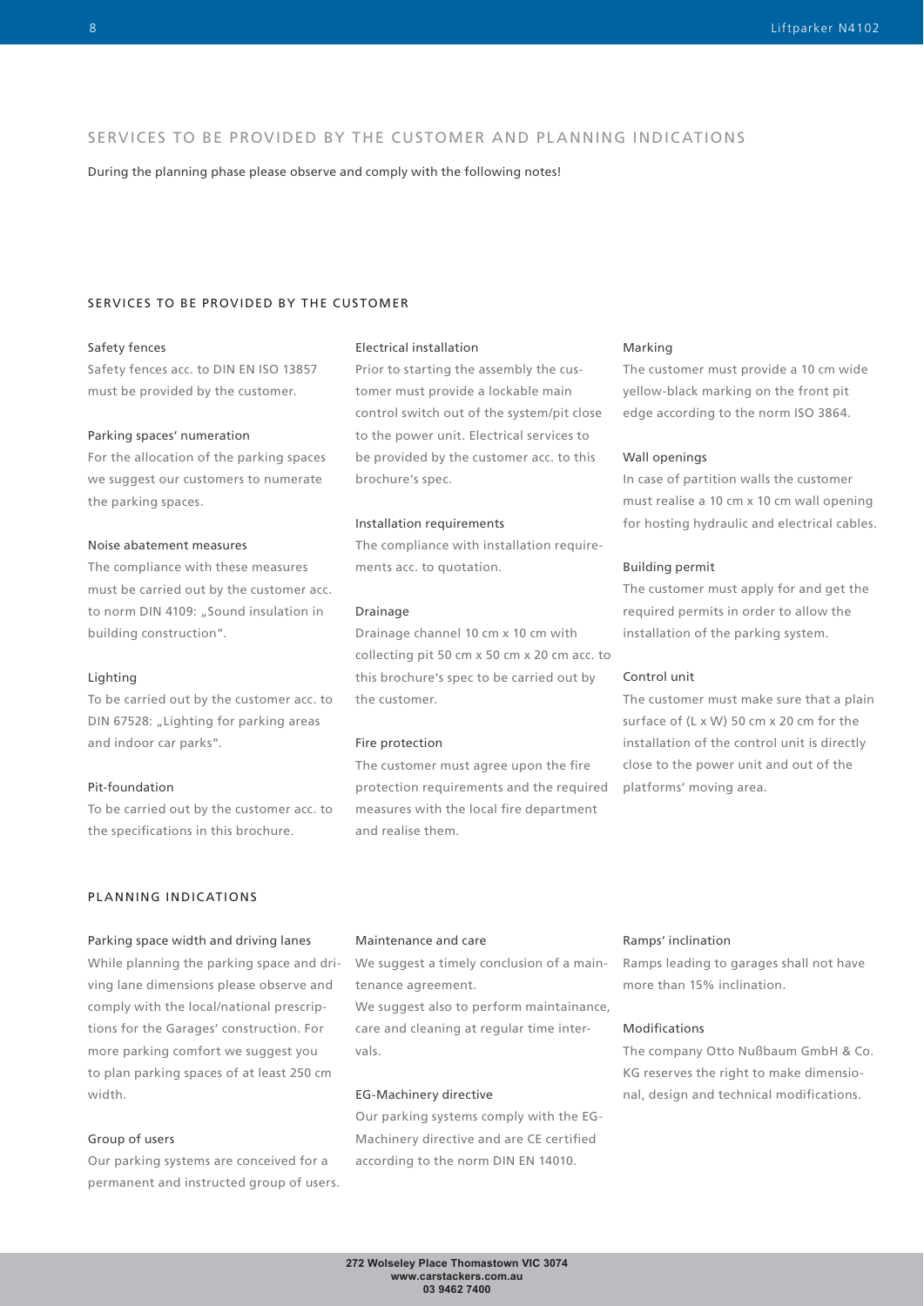## SERVICES TO BE PROVIDED BY THE CUSTOMER AND PLANNING INDICATIONS

During the planning phase please observe and comply with the following notes!

### SERVICES TO BE PROVIDED BY THE CUSTOMER

**Safety fences**

Safety fences acc. to DIN EN ISO 13857 must be provided by the customer.

**Parking spaces' numeration**

For the allocation of the parking spaces we suggest our customers to numerate the parking spaces.

**Noise abatement measures**

The compliance with these measures must be carried out by the customer acc. to norm DIN 4109: „Sound insulation in building construction".

**Lighting**

To be carried out by the customer acc. to DIN 67528: „Lighting for parking areas and indoor car parks".

**Pit-foundation**

To be carried out by the customer acc. to the specifications in this brochure.

**Electrical installation**

Prior to starting the assembly the customer must provide a lockable main control switch out of the system/pit close to the power unit. Electrical services to be provided by the customer acc. to this brochure's spec.

**Installation requirements**

The compliance with installation requirements acc. to quotation.

**Drainage**

Drainage channel 10 cm x 10 cm with collecting pit 50 cm x 50 cm x 20 cm acc. to this brochure's spec to be carried out by the customer.

**Fire protection**

The customer must agree upon the fire protection requirements and the required measures with the local fire department and realise them.

**Marking**

The customer must provide a 10 cm wide yellow-black marking on the front pit edge according to the norm ISO 3864.

**Wall openings**

In case of partition walls the customer must realise a 10 cm x 10 cm wall opening for hosting hydraulic and electrical cables.

**Building permit**

The customer must apply for and get the required permits in order to allow the installation of the parking system.

**Control unit**

The customer must make sure that a plain surface of (L x W) 50 cm x 20 cm for the installation of the control unit is directly close to the power unit and out of the platforms' moving area.

### PLANNING INDICATIONS

**Parking space width and driving lanes**

While planning the parking space and driving lane dimensions please observe and comply with the local/national prescriptions for the Garages' construction. For more parking comfort we suggest you to plan parking spaces of at least 250 cm width.

**Group of users**

Our parking systems are conceived for a permanent and instructed group of users.

**Maintenance and care**

We suggest a timely conclusion of a maintenance agreement.
We suggest also to perform maintainance, care and cleaning at regular time intervals.

**EG-Machinery directive**

Our parking systems comply with the EG-Machinery directive and are CE certified according to the norm DIN EN 14010.

**Ramps' inclination**

Ramps leading to garages shall not have more than 15% inclination.

**Modifications**

The company Otto Nußbaum GmbH & Co. KG reserves the right to make dimensional, design and technical modifications.

**272 Wolseley Place Thomastown VIC 3074**
**www.carstackers.com.au**
**03 9462 7400**